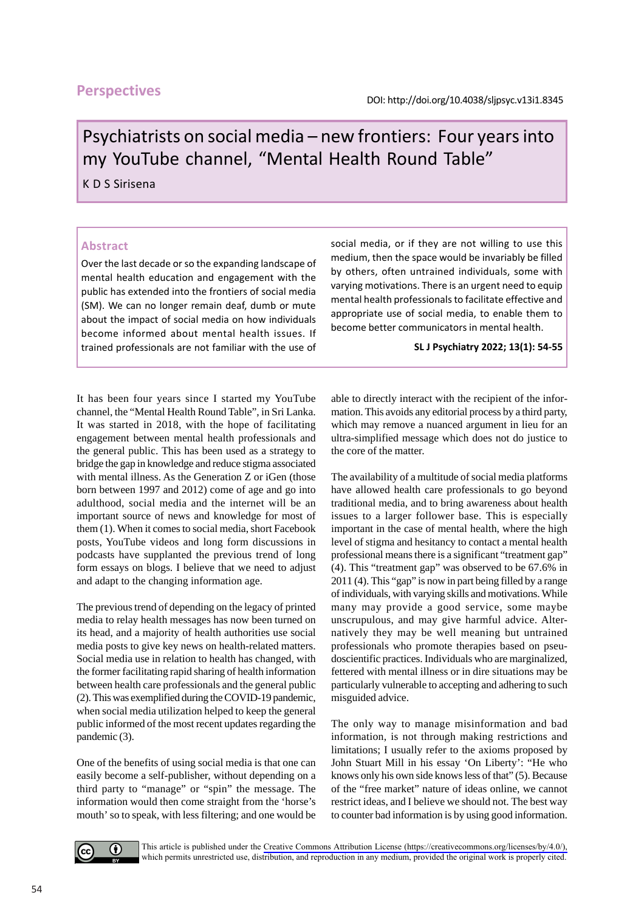Perspectives

DOI: http://doi.org/10.4038/sljpsyc.v13i1.8345

# Psychiatrists on social media – new frontiers: Four years into my YouTube channel, "Mental Health Round Table"

K D S Sirisena

## Abstract

Over the last decade or so the expanding landscape of mental health education and engagement with the public has extended into the frontiers of social media (SM). We can no longer remain deaf, dumb or mute about the impact of social media on how individuals become informed about mental health issues. If trained professionals are not familiar with the use of social media, or if they are not willing to use this medium, then the space would be invariably be filled by others, often untrained individuals, some with varying motivations. There is an urgent need to equip mental health professionals to facilitate effective and appropriate use of social media, to enable them to become better communicators in mental health.

**SL J Psychiatry 2022; 13(1): 54-55**

It has been four years since I started my YouTube channel, the "Mental Health Round Table", in Sri Lanka. It was started in 2018, with the hope of facilitating engagement between mental health professionals and the general public. This has been used as a strategy to bridge the gap in knowledge and reduce stigma associated with mental illness. As the Generation Z or iGen (those born between 1997 and 2012) come of age and go into adulthood, social media and the internet will be an important source of news and knowledge for most of them (1). When it comes to social media, short Facebook posts, YouTube videos and long form discussions in podcasts have supplanted the previous trend of long form essays on blogs. I believe that we need to adjust and adapt to the changing information age.

The previous trend of depending on the legacy of printed media to relay health messages has now been turned on its head, and a majority of health authorities use social media posts to give key news on health-related matters. Social media use in relation to health has changed, with the former facilitating rapid sharing of health information between health care professionals and the general public (2). This was exemplified during the COVID-19 pandemic, when social media utilization helped to keep the general public informed of the most recent updates regarding the pandemic (3).

One of the benefits of using social media is that one can easily become a self-publisher, without depending on a third party to "manage" or "spin" the message. The information would then come straight from the 'horse's mouth' so to speak, with less filtering; and one would be able to directly interact with the recipient of the information. This avoids any editorial process by a third party, which may remove a nuanced argument in lieu for an ultra-simplified message which does not do justice to the core of the matter.

The availability of a multitude of social media platforms have allowed health care professionals to go beyond traditional media, and to bring awareness about health issues to a larger follower base. This is especially important in the case of mental health, where the high level of stigma and hesitancy to contact a mental health professional means there is a significant "treatment gap" (4). This "treatment gap" was observed to be 67.6% in 2011 (4). This "gap" is now in part being filled by a range of individuals, with varying skills and motivations. While many may provide a good service, some maybe unscrupulous, and may give harmful advice. Alternatively they may be well meaning but untrained professionals who promote therapies based on pseudoscientific practices. Individuals who are marginalized, fettered with mental illness or in dire situations may be particularly vulnerable to accepting and adhering to such misguided advice.

The only way to manage misinformation and bad information, is not through making restrictions and limitations; I usually refer to the axioms proposed by John Stuart Mill in his essay 'On Liberty': "He who knows only his own side knows less of that" (5). Because of the "free market" nature of ideas online, we cannot restrict ideas, and I believe we should not. The best way to counter bad information is by using good information.

This article is published under the Creative Commons Attribution License (https://creativecommons.org/licenses/by/4.0/), which permits unrestricted use, distribution, and reproduction in any medium, provided the original work is properly cited.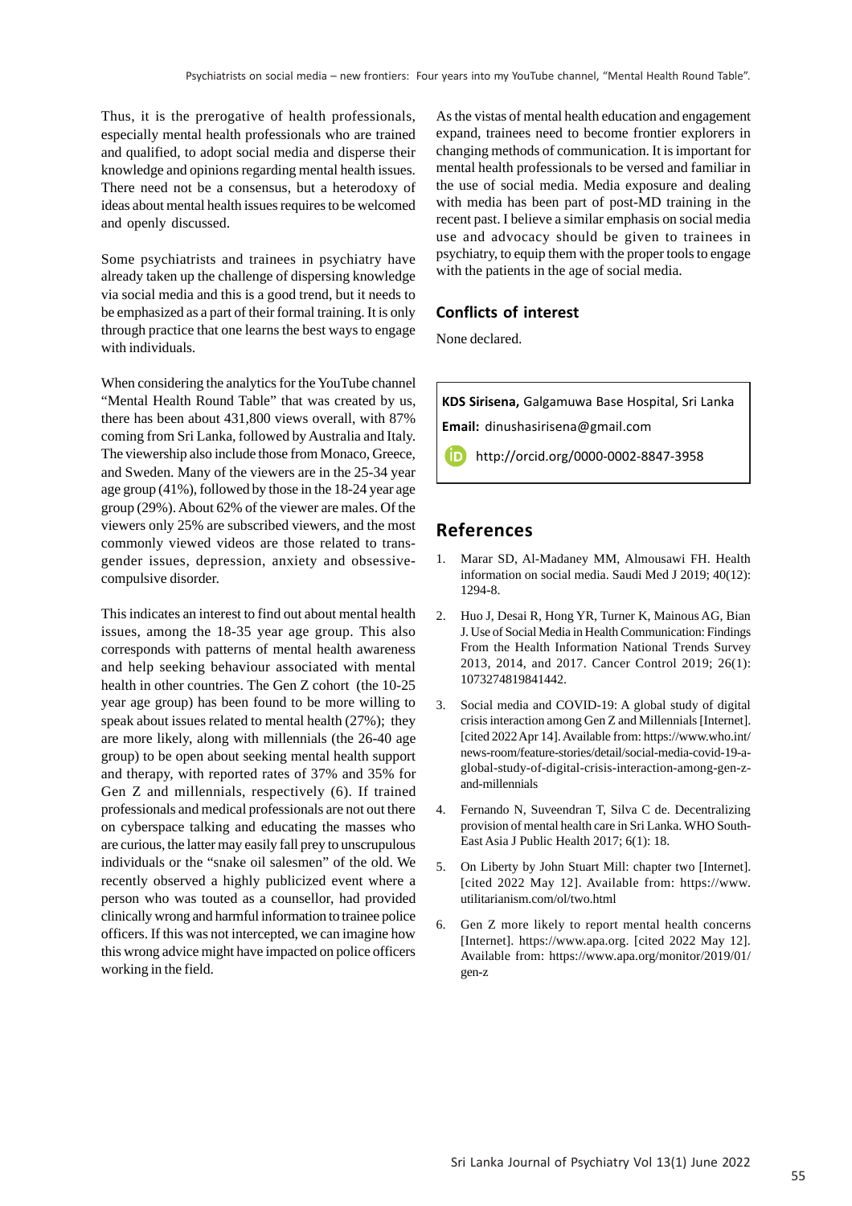Thus, it is the prerogative of health professionals, especially mental health professionals who are trained and qualified, to adopt social media and disperse their knowledge and opinions regarding mental health issues. There need not be a consensus, but a heterodoxy of ideas about mental health issues requires to be welcomed and openly discussed.

Some psychiatrists and trainees in psychiatry have already taken up the challenge of dispersing knowledge via social media and this is a good trend, but it needs to be emphasized as a part of their formal training. It is only through practice that one learns the best ways to engage with individuals.

When considering the analytics for the YouTube channel "Mental Health Round Table" that was created by us, there has been about 431,800 views overall, with 87% coming from Sri Lanka, followed by Australia and Italy. The viewership also include those from Monaco, Greece, and Sweden. Many of the viewers are in the 25-34 year age group (41%), followed by those in the 18-24 year age group (29%). About 62% of the viewer are males. Of the viewers only 25% are subscribed viewers, and the most commonly viewed videos are those related to transgender issues, depression, anxiety and obsessive-compulsive disorder.

This indicates an interest to find out about mental health issues, among the 18-35 year age group. This also corresponds with patterns of mental health awareness and help seeking behaviour associated with mental health in other countries. The Gen Z cohort (the 10-25 year age group) has been found to be more willing to speak about issues related to mental health (27%); they are more likely, along with millennials (the 26-40 age group) to be open about seeking mental health support and therapy, with reported rates of 37% and 35% for Gen Z and millennials, respectively (6). If trained professionals and medical professionals are not out there on cyberspace talking and educating the masses who are curious, the latter may easily fall prey to unscrupulous individuals or the "snake oil salesmen" of the old. We recently observed a highly publicized event where a person who was touted as a counsellor, had provided clinically wrong and harmful information to trainee police officers. If this was not intercepted, we can imagine how this wrong advice might have impacted on police officers working in the field.

As the vistas of mental health education and engagement expand, trainees need to become frontier explorers in changing methods of communication. It is important for mental health professionals to be versed and familiar in the use of social media. Media exposure and dealing with media has been part of post-MD training in the recent past. I believe a similar emphasis on social media use and advocacy should be given to trainees in psychiatry, to equip them with the proper tools to engage with the patients in the age of social media.

### Conflicts of interest

None declared.

**KDS Sirisena,** Galgamuwa Base Hospital, Sri Lanka

**Email:** dinushasirisena@gmail.com

http://orcid.org/0000-0002-8847-3958

## References

1. Marar SD, Al-Madaney MM, Almousawi FH. Health information on social media. Saudi Med J 2019; 40(12): 1294-8.
2. Huo J, Desai R, Hong YR, Turner K, Mainous AG, Bian J. Use of Social Media in Health Communication: Findings From the Health Information National Trends Survey 2013, 2014, and 2017. Cancer Control 2019; 26(1): 1073274819841442.
3. Social media and COVID-19: A global study of digital crisis interaction among Gen Z and Millennials [Internet]. [cited 2022 Apr 14]. Available from: https://www.who.int/news-room/feature-stories/detail/social-media-covid-19-a-global-study-of-digital-crisis-interaction-among-gen-z-and-millennials
4. Fernando N, Suveendran T, Silva C de. Decentralizing provision of mental health care in Sri Lanka. WHO South-East Asia J Public Health 2017; 6(1): 18.
5. On Liberty by John Stuart Mill: chapter two [Internet]. [cited 2022 May 12]. Available from: https://www.utilitarianism.com/ol/two.html
6. Gen Z more likely to report mental health concerns [Internet]. https://www.apa.org. [cited 2022 May 12]. Available from: https://www.apa.org/monitor/2019/01/gen-z